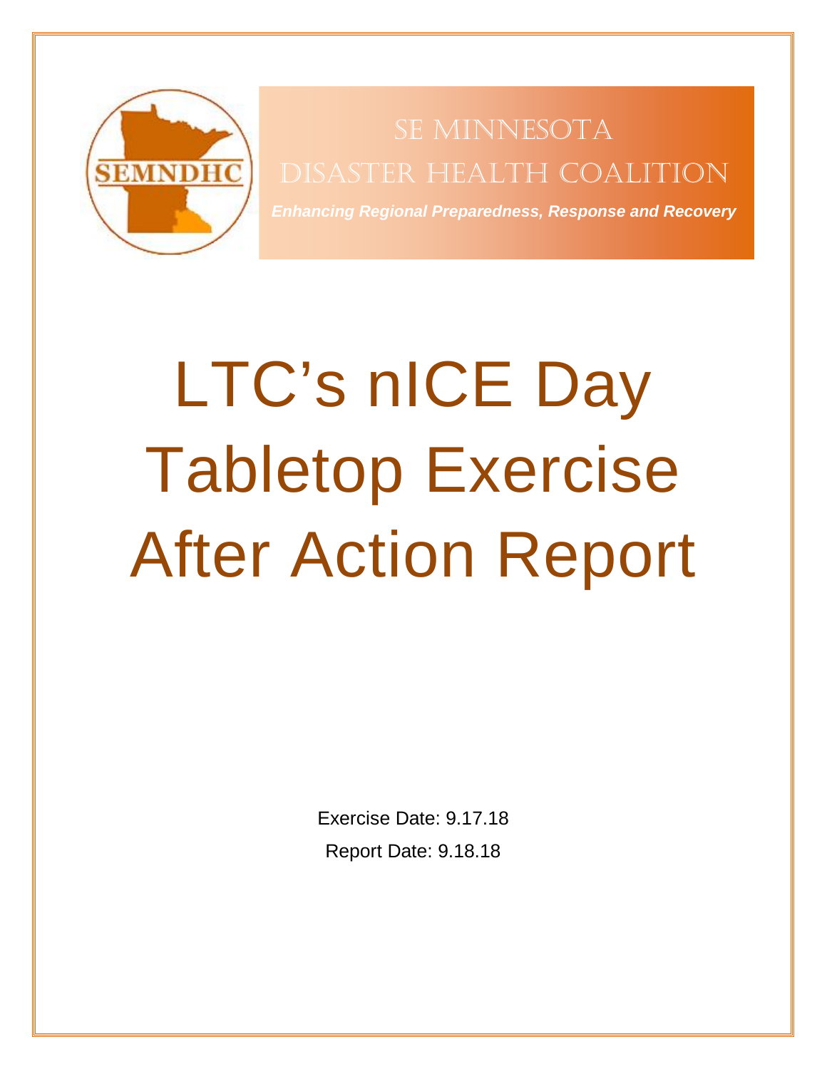SEMNDHC

SE MINNESOTA

DISASTER HEALTH COALITION

***Enhancing Regional Preparedness, Response and Recovery***

# LTC's nICE Day Tabletop Exercise After Action Report

Exercise Date: 9.17.18

Report Date: 9.18.18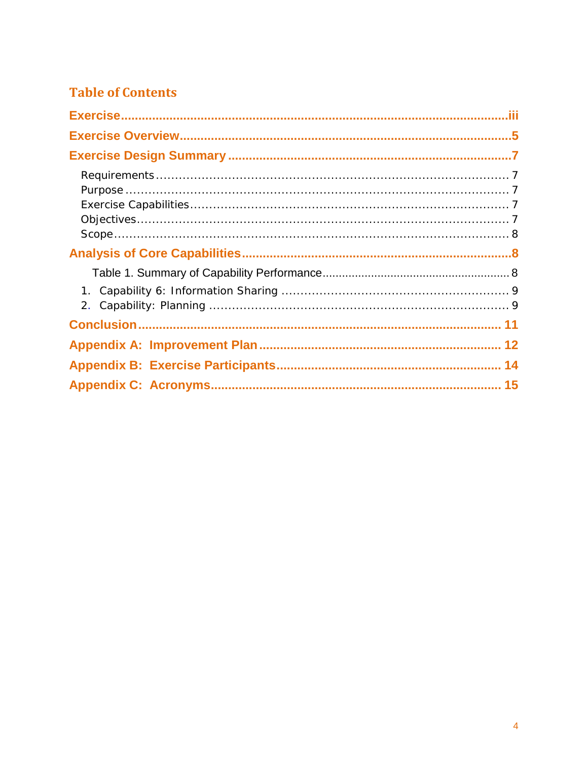# Table of Contents

**Exercise** ........................................................................................................ iii

**Exercise Overview** ........................................................................................ 5

**Exercise Design Summary** .............................................................................. 7

- Requirements ........................................................................................ 7
- Purpose ................................................................................................ 7
- Exercise Capabilities ............................................................................. 7
- Objectives ............................................................................................. 7
- Scope ................................................................................................... 8

**Analysis of Core Capabilities** ........................................................................... 8

- Table 1. Summary of Capability Performance ............................................. 8

1. Capability 6: Information Sharing ........................................................... 9
2. Capability: Planning ............................................................................... 9

**Conclusion** ..................................................................................................... 11

**Appendix A: Improvement Plan** ...................................................................... 12

**Appendix B: Exercise Participants** ................................................................. 14

**Appendix C: Acronyms** .................................................................................. 15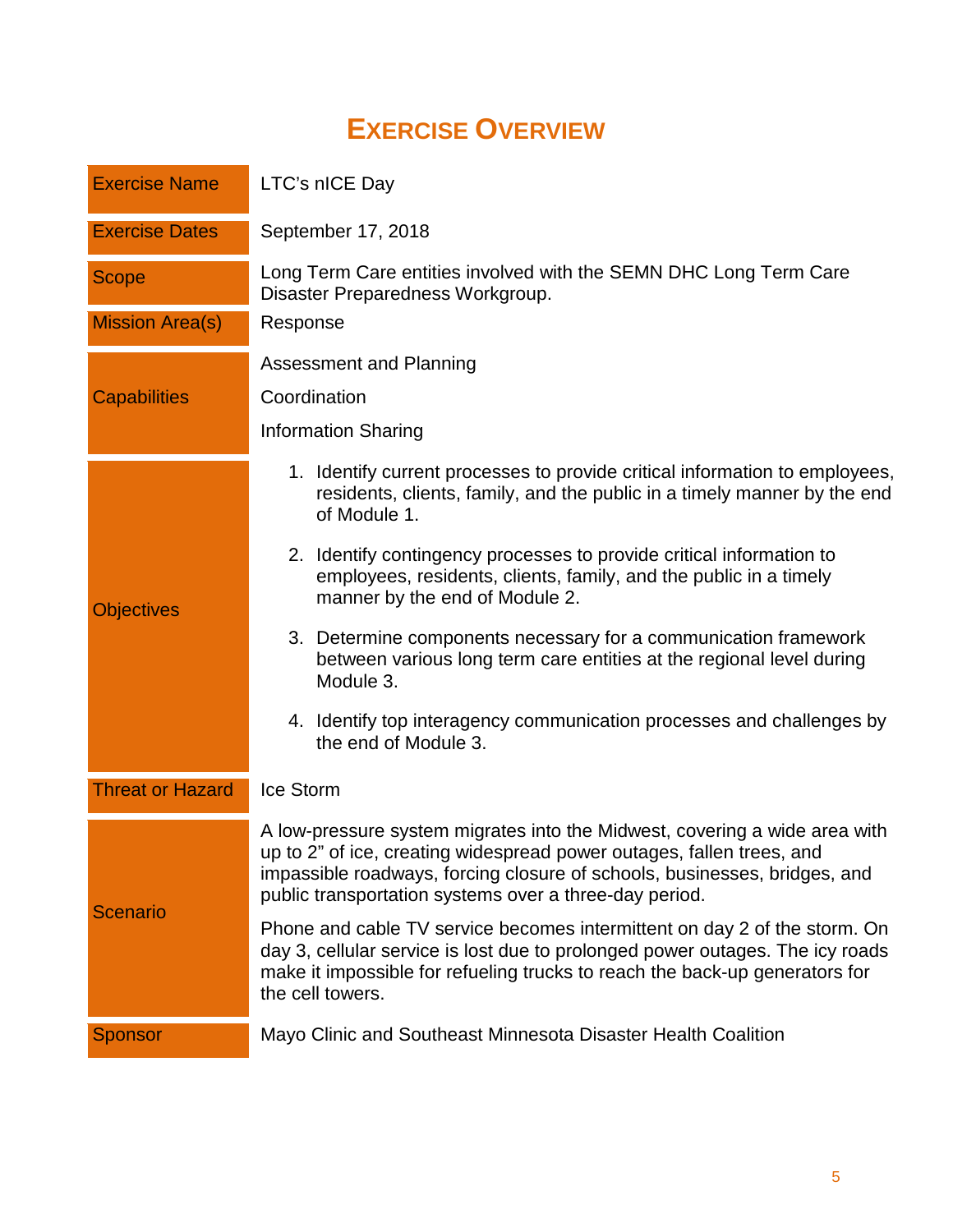# Exercise Overview

| | |
|---|---|
| Exercise Name | LTC's nICE Day |
| Exercise Dates | September 17, 2018 |
| Scope | Long Term Care entities involved with the SEMN DHC Long Term Care Disaster Preparedness Workgroup. |
| Mission Area(s) | Response |
| Capabilities | Assessment and Planning<br>Coordination<br>Information Sharing |
| Objectives | 1. Identify current processes to provide critical information to employees, residents, clients, family, and the public in a timely manner by the end of Module 1.<br>2. Identify contingency processes to provide critical information to employees, residents, clients, family, and the public in a timely manner by the end of Module 2.<br>3. Determine components necessary for a communication framework between various long term care entities at the regional level during Module 3.<br>4. Identify top interagency communication processes and challenges by the end of Module 3. |
| Threat or Hazard | Ice Storm |
| Scenario | A low-pressure system migrates into the Midwest, covering a wide area with up to 2" of ice, creating widespread power outages, fallen trees, and impassible roadways, forcing closure of schools, businesses, bridges, and public transportation systems over a three-day period.<br>Phone and cable TV service becomes intermittent on day 2 of the storm. On day 3, cellular service is lost due to prolonged power outages. The icy roads make it impossible for refueling trucks to reach the back-up generators for the cell towers. |
| Sponsor | Mayo Clinic and Southeast Minnesota Disaster Health Coalition |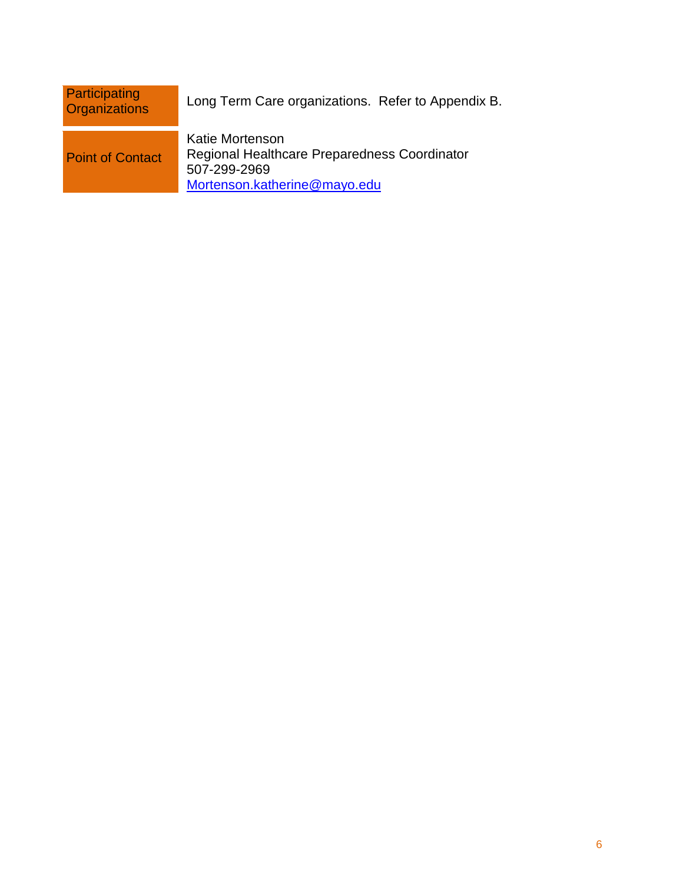| | |
|---|---|
| Participating Organizations | Long Term Care organizations.  Refer to Appendix B. |
| Point of Contact | Katie Mortenson<br>Regional Healthcare Preparedness Coordinator<br>507-299-2969<br>Mortenson.katherine@mayo.edu |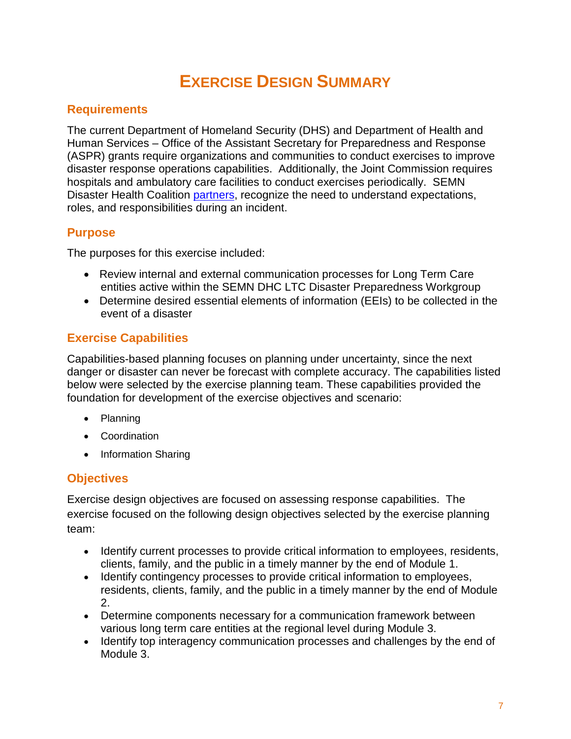# EXERCISE DESIGN SUMMARY

## Requirements

The current Department of Homeland Security (DHS) and Department of Health and Human Services – Office of the Assistant Secretary for Preparedness and Response (ASPR) grants require organizations and communities to conduct exercises to improve disaster response operations capabilities. Additionally, the Joint Commission requires hospitals and ambulatory care facilities to conduct exercises periodically. SEMN Disaster Health Coalition partners, recognize the need to understand expectations, roles, and responsibilities during an incident.

## Purpose

The purposes for this exercise included:

- Review internal and external communication processes for Long Term Care entities active within the SEMN DHC LTC Disaster Preparedness Workgroup
- Determine desired essential elements of information (EEIs) to be collected in the event of a disaster

## Exercise Capabilities

Capabilities-based planning focuses on planning under uncertainty, since the next danger or disaster can never be forecast with complete accuracy. The capabilities listed below were selected by the exercise planning team. These capabilities provided the foundation for development of the exercise objectives and scenario:

- Planning
- Coordination
- Information Sharing

## Objectives

Exercise design objectives are focused on assessing response capabilities. The exercise focused on the following design objectives selected by the exercise planning team:

- Identify current processes to provide critical information to employees, residents, clients, family, and the public in a timely manner by the end of Module 1.
- Identify contingency processes to provide critical information to employees, residents, clients, family, and the public in a timely manner by the end of Module 2.
- Determine components necessary for a communication framework between various long term care entities at the regional level during Module 3.
- Identify top interagency communication processes and challenges by the end of Module 3.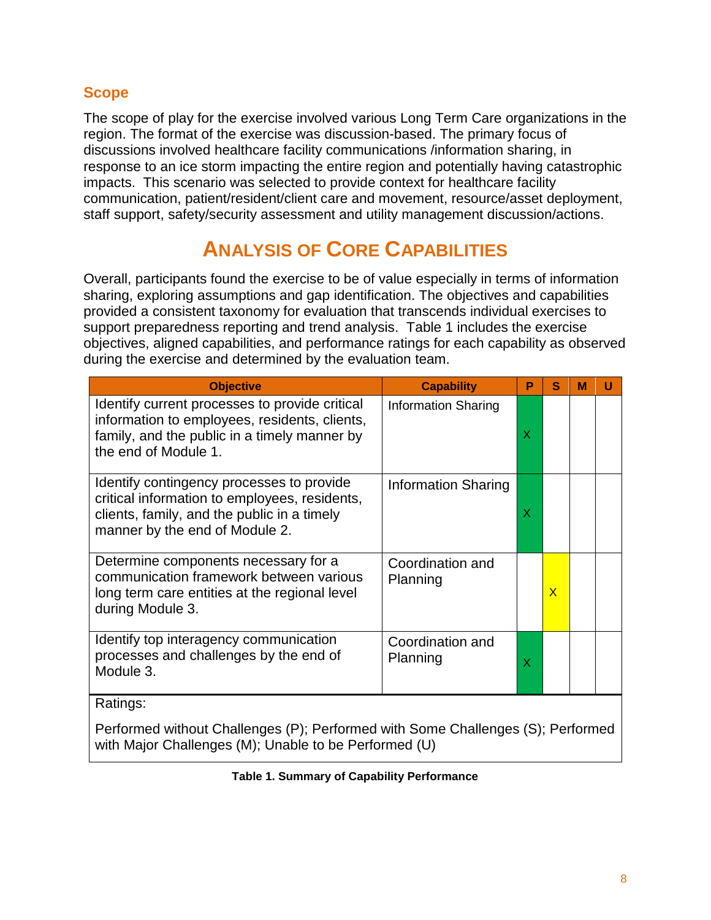## Scope

The scope of play for the exercise involved various Long Term Care organizations in the region. The format of the exercise was discussion-based. The primary focus of discussions involved healthcare facility communications /information sharing, in response to an ice storm impacting the entire region and potentially having catastrophic impacts. This scenario was selected to provide context for healthcare facility communication, patient/resident/client care and movement, resource/asset deployment, staff support, safety/security assessment and utility management discussion/actions.

# Analysis of Core Capabilities

Overall, participants found the exercise to be of value especially in terms of information sharing, exploring assumptions and gap identification. The objectives and capabilities provided a consistent taxonomy for evaluation that transcends individual exercises to support preparedness reporting and trend analysis. Table 1 includes the exercise objectives, aligned capabilities, and performance ratings for each capability as observed during the exercise and determined by the evaluation team.

| Objective | Capability | P | S | M | U |
|---|---|---|---|---|---|
| Identify current processes to provide critical information to employees, residents, clients, family, and the public in a timely manner by the end of Module 1. | Information Sharing | X | | | |
| Identify contingency processes to provide critical information to employees, residents, clients, family, and the public in a timely manner by the end of Module 2. | Information Sharing | X | | | |
| Determine components necessary for a communication framework between various long term care entities at the regional level during Module 3. | Coordination and Planning | | X | | |
| Identify top interagency communication processes and challenges by the end of Module 3. | Coordination and Planning | X | | | |
| Ratings: Performed without Challenges (P); Performed with Some Challenges (S); Performed with Major Challenges (M); Unable to be Performed (U) | | | | | |

**Table 1. Summary of Capability Performance**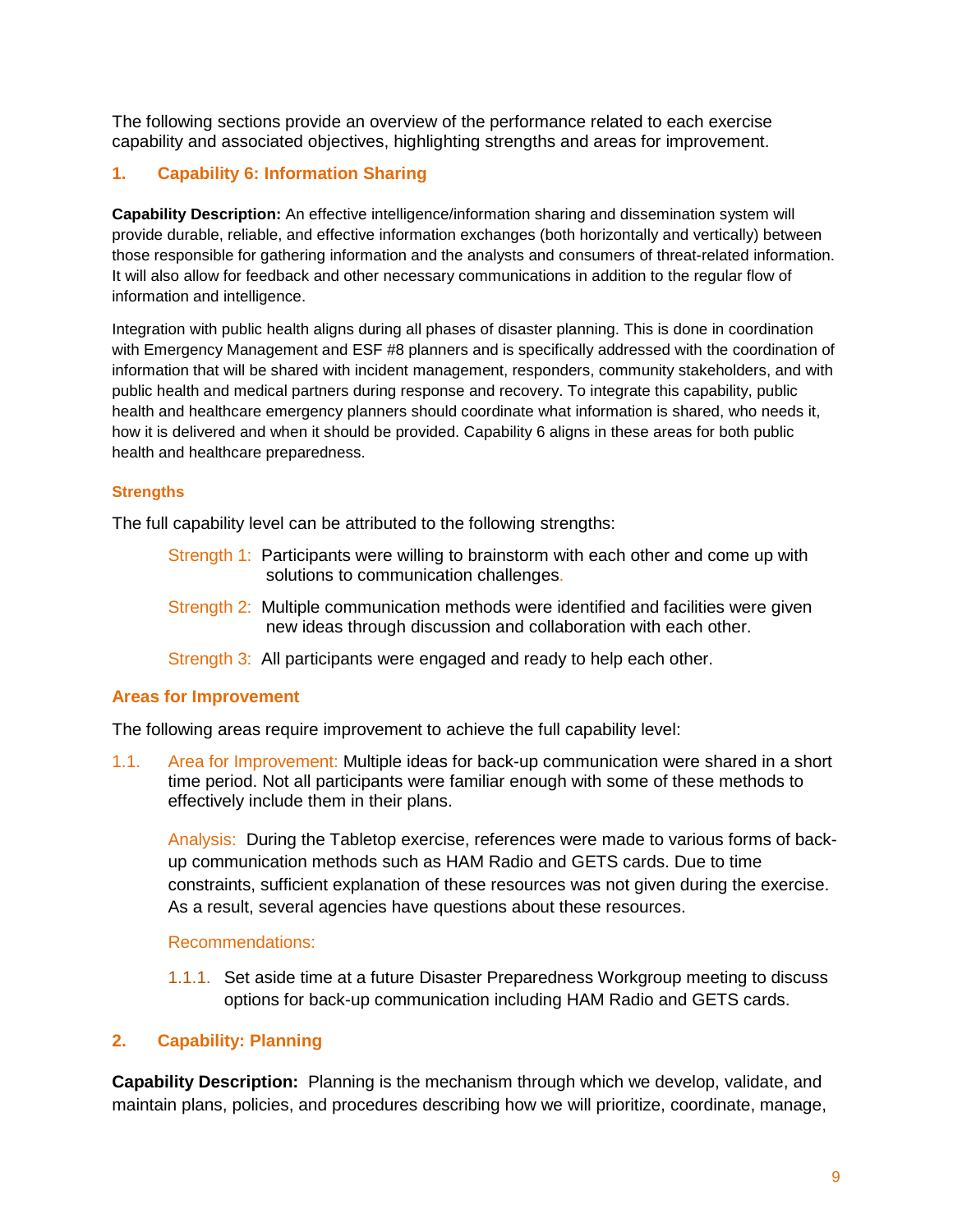The following sections provide an overview of the performance related to each exercise capability and associated objectives, highlighting strengths and areas for improvement.

## 1. Capability 6: Information Sharing

**Capability Description:** An effective intelligence/information sharing and dissemination system will provide durable, reliable, and effective information exchanges (both horizontally and vertically) between those responsible for gathering information and the analysts and consumers of threat-related information. It will also allow for feedback and other necessary communications in addition to the regular flow of information and intelligence.

Integration with public health aligns during all phases of disaster planning. This is done in coordination with Emergency Management and ESF #8 planners and is specifically addressed with the coordination of information that will be shared with incident management, responders, community stakeholders, and with public health and medical partners during response and recovery. To integrate this capability, public health and healthcare emergency planners should coordinate what information is shared, who needs it, how it is delivered and when it should be provided. Capability 6 aligns in these areas for both public health and healthcare preparedness.

### Strengths

The full capability level can be attributed to the following strengths:

Strength 1: Participants were willing to brainstorm with each other and come up with solutions to communication challenges.

Strength 2: Multiple communication methods were identified and facilities were given new ideas through discussion and collaboration with each other.

Strength 3: All participants were engaged and ready to help each other.

### Areas for Improvement

The following areas require improvement to achieve the full capability level:

1.1. Area for Improvement: Multiple ideas for back-up communication were shared in a short time period. Not all participants were familiar enough with some of these methods to effectively include them in their plans.

Analysis: During the Tabletop exercise, references were made to various forms of back-up communication methods such as HAM Radio and GETS cards. Due to time constraints, sufficient explanation of these resources was not given during the exercise. As a result, several agencies have questions about these resources.

Recommendations:

1.1.1. Set aside time at a future Disaster Preparedness Workgroup meeting to discuss options for back-up communication including HAM Radio and GETS cards.

## 2. Capability: Planning

**Capability Description:** Planning is the mechanism through which we develop, validate, and maintain plans, policies, and procedures describing how we will prioritize, coordinate, manage,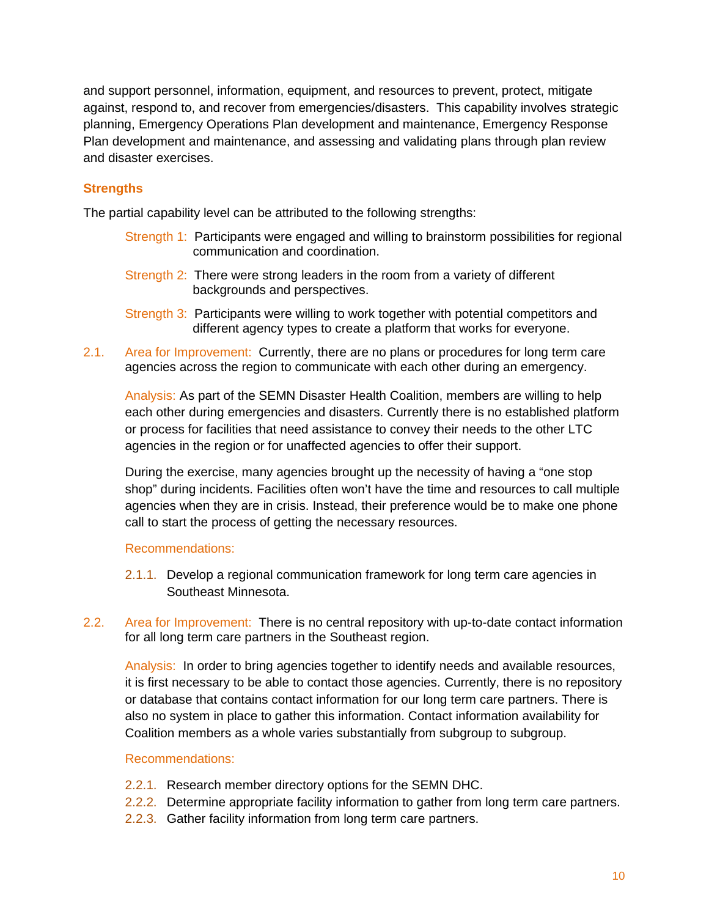and support personnel, information, equipment, and resources to prevent, protect, mitigate against, respond to, and recover from emergencies/disasters. This capability involves strategic planning, Emergency Operations Plan development and maintenance, Emergency Response Plan development and maintenance, and assessing and validating plans through plan review and disaster exercises.

### Strengths

The partial capability level can be attributed to the following strengths:

Strength 1: Participants were engaged and willing to brainstorm possibilities for regional communication and coordination.

Strength 2: There were strong leaders in the room from a variety of different backgrounds and perspectives.

Strength 3: Participants were willing to work together with potential competitors and different agency types to create a platform that works for everyone.

2.1. Area for Improvement: Currently, there are no plans or procedures for long term care agencies across the region to communicate with each other during an emergency.

Analysis: As part of the SEMN Disaster Health Coalition, members are willing to help each other during emergencies and disasters. Currently there is no established platform or process for facilities that need assistance to convey their needs to the other LTC agencies in the region or for unaffected agencies to offer their support.

During the exercise, many agencies brought up the necessity of having a "one stop shop" during incidents. Facilities often won't have the time and resources to call multiple agencies when they are in crisis. Instead, their preference would be to make one phone call to start the process of getting the necessary resources.

Recommendations:

2.1.1. Develop a regional communication framework for long term care agencies in Southeast Minnesota.

2.2. Area for Improvement: There is no central repository with up-to-date contact information for all long term care partners in the Southeast region.

Analysis: In order to bring agencies together to identify needs and available resources, it is first necessary to be able to contact those agencies. Currently, there is no repository or database that contains contact information for our long term care partners. There is also no system in place to gather this information. Contact information availability for Coalition members as a whole varies substantially from subgroup to subgroup.

Recommendations:

2.2.1. Research member directory options for the SEMN DHC.
2.2.2. Determine appropriate facility information to gather from long term care partners.
2.2.3. Gather facility information from long term care partners.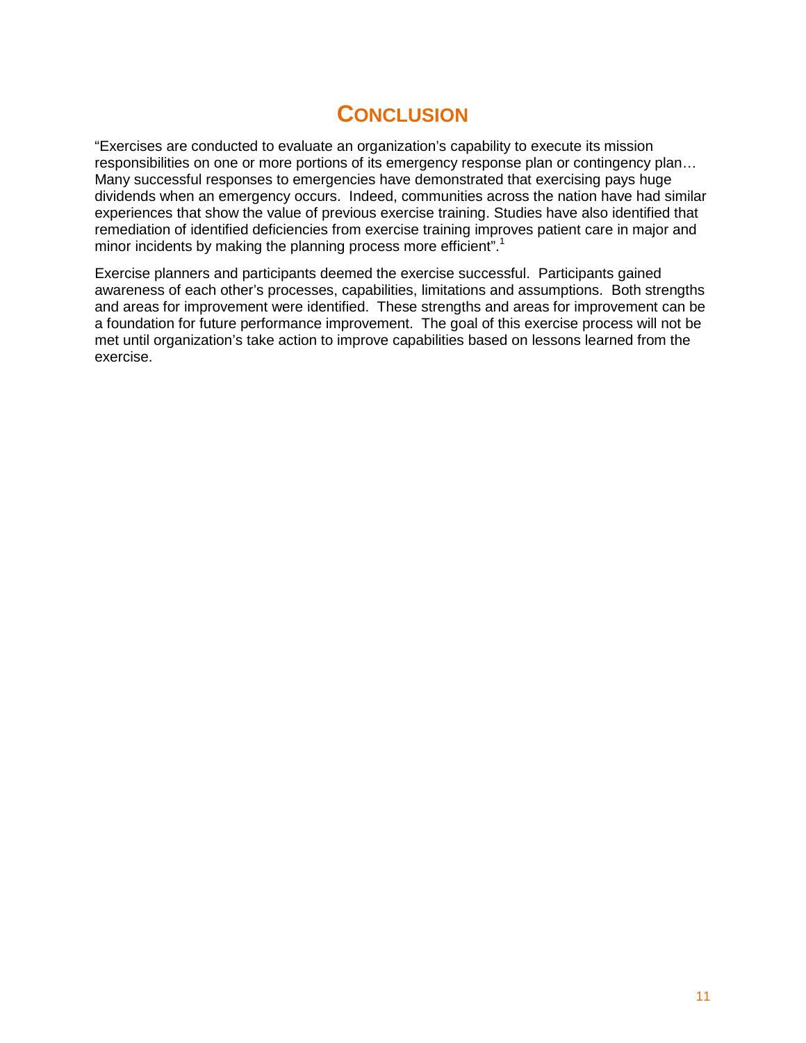# CONCLUSION

"Exercises are conducted to evaluate an organization's capability to execute its mission responsibilities on one or more portions of its emergency response plan or contingency plan… Many successful responses to emergencies have demonstrated that exercising pays huge dividends when an emergency occurs. Indeed, communities across the nation have had similar experiences that show the value of previous exercise training. Studies have also identified that remediation of identified deficiencies from exercise training improves patient care in major and minor incidents by making the planning process more efficient".[1]

Exercise planners and participants deemed the exercise successful. Participants gained awareness of each other's processes, capabilities, limitations and assumptions. Both strengths and areas for improvement were identified. These strengths and areas for improvement can be a foundation for future performance improvement. The goal of this exercise process will not be met until organization's take action to improve capabilities based on lessons learned from the exercise.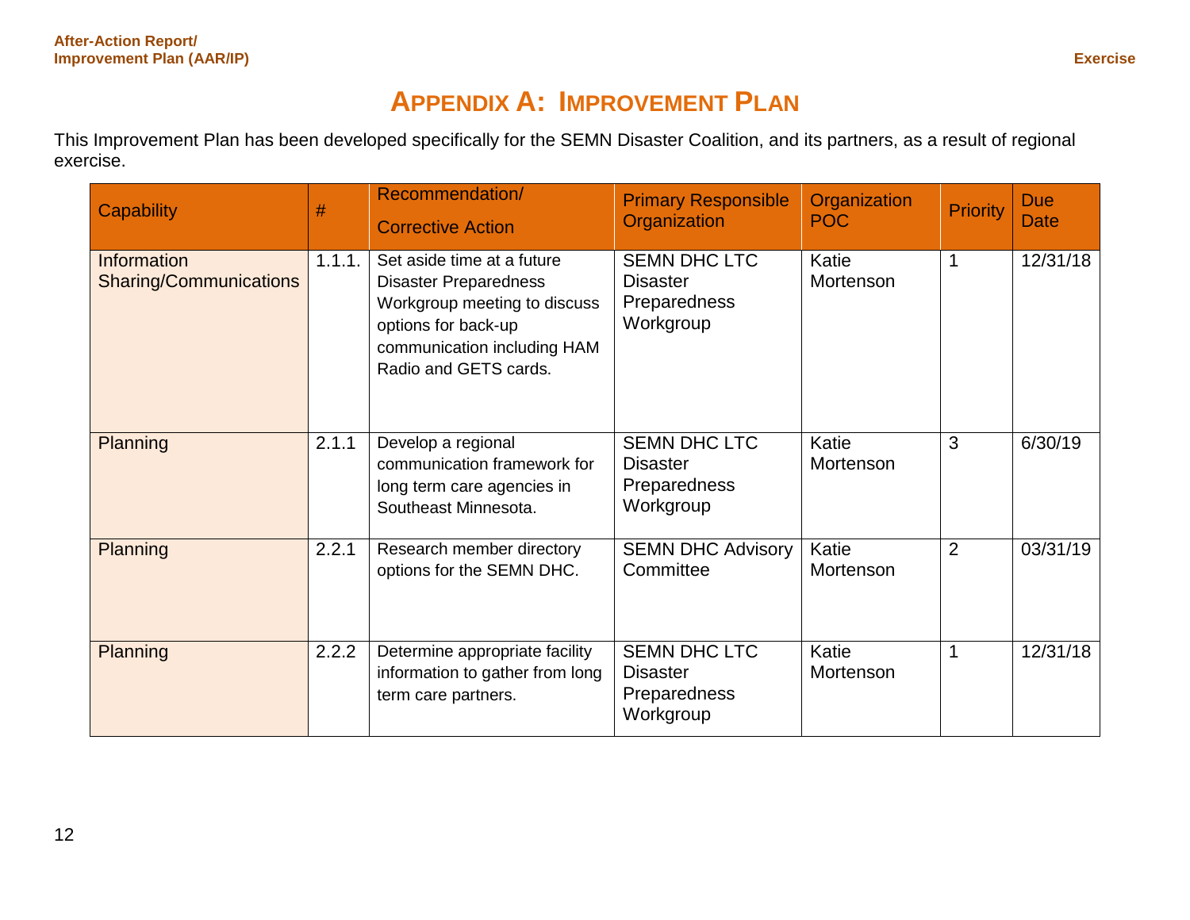# Appendix A: Improvement Plan

This Improvement Plan has been developed specifically for the SEMN Disaster Coalition, and its partners, as a result of regional exercise.

| Capability | # | Recommendation/ Corrective Action | Primary Responsible Organization | Organization POC | Priority | Due Date |
|---|---|---|---|---|---|---|
| Information Sharing/Communications | 1.1.1. | Set aside time at a future Disaster Preparedness Workgroup meeting to discuss options for back-up communication including HAM Radio and GETS cards. | SEMN DHC LTC Disaster Preparedness Workgroup | Katie Mortenson | 1 | 12/31/18 |
| Planning | 2.1.1 | Develop a regional communication framework for long term care agencies in Southeast Minnesota. | SEMN DHC LTC Disaster Preparedness Workgroup | Katie Mortenson | 3 | 6/30/19 |
| Planning | 2.2.1 | Research member directory options for the SEMN DHC. | SEMN DHC Advisory Committee | Katie Mortenson | 2 | 03/31/19 |
| Planning | 2.2.2 | Determine appropriate facility information to gather from long term care partners. | SEMN DHC LTC Disaster Preparedness Workgroup | Katie Mortenson | 1 | 12/31/18 |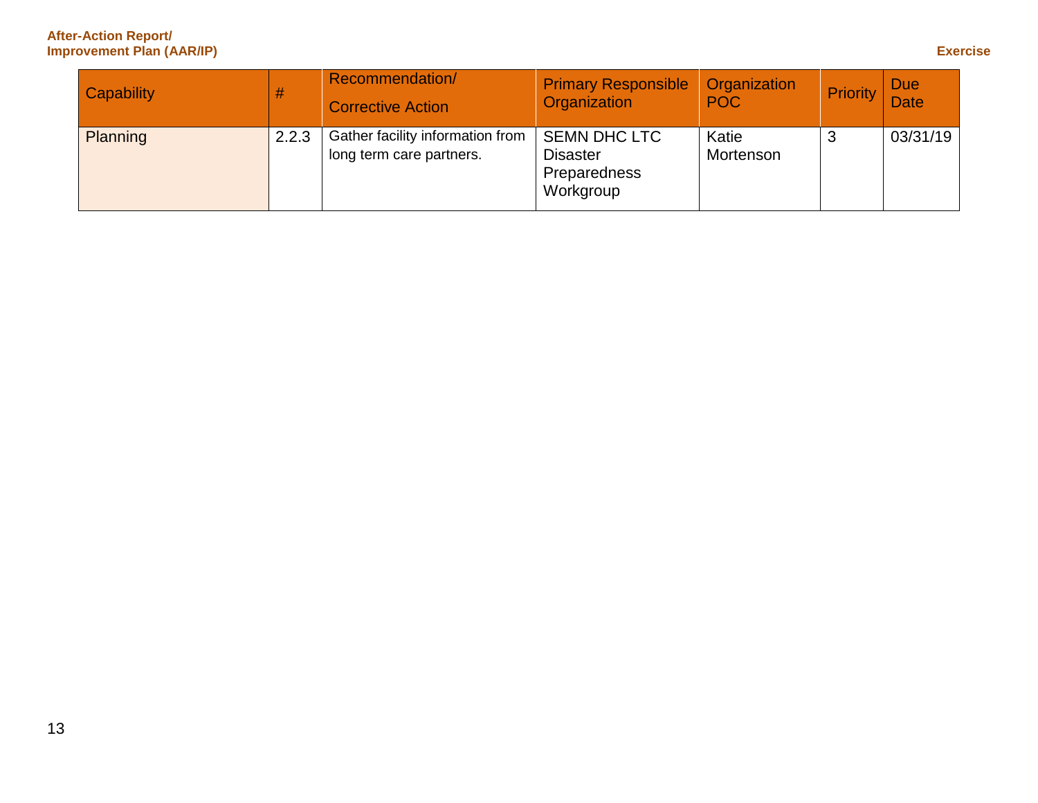| Capability | # | Recommendation/ Corrective Action | Primary Responsible Organization | Organization POC | Priority | Due Date |
|---|---|---|---|---|---|---|
| Planning | 2.2.3 | Gather facility information from long term care partners. | SEMN DHC LTC Disaster Preparedness Workgroup | Katie Mortenson | 3 | 03/31/19 |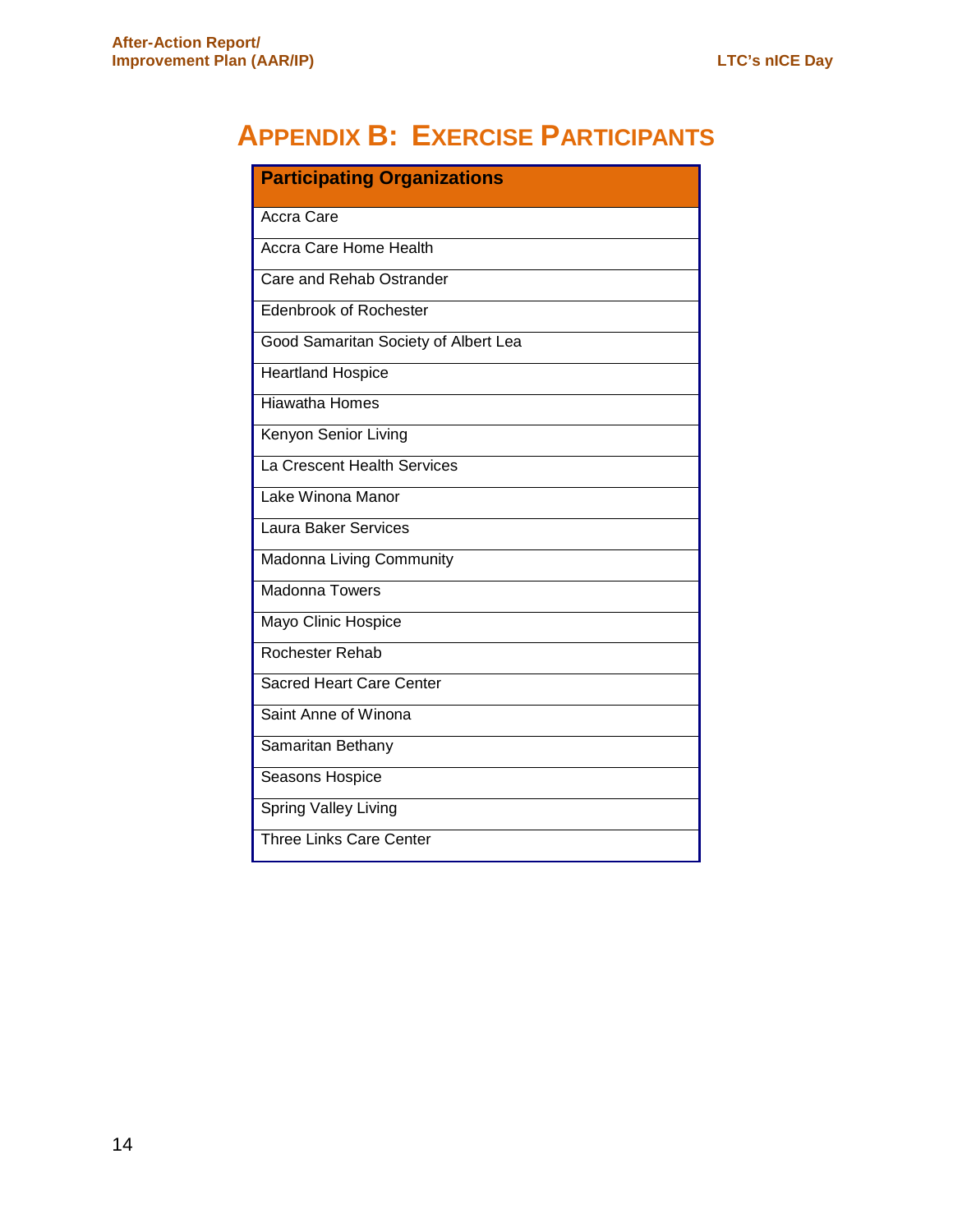# Appendix B: Exercise Participants

| Participating Organizations |
|---|
| Accra Care |
| Accra Care Home Health |
| Care and Rehab Ostrander |
| Edenbrook of Rochester |
| Good Samaritan Society of Albert Lea |
| Heartland Hospice |
| Hiawatha Homes |
| Kenyon Senior Living |
| La Crescent Health Services |
| Lake Winona Manor |
| Laura Baker Services |
| Madonna Living Community |
| Madonna Towers |
| Mayo Clinic Hospice |
| Rochester Rehab |
| Sacred Heart Care Center |
| Saint Anne of Winona |
| Samaritan Bethany |
| Seasons Hospice |
| Spring Valley Living |
| Three Links Care Center |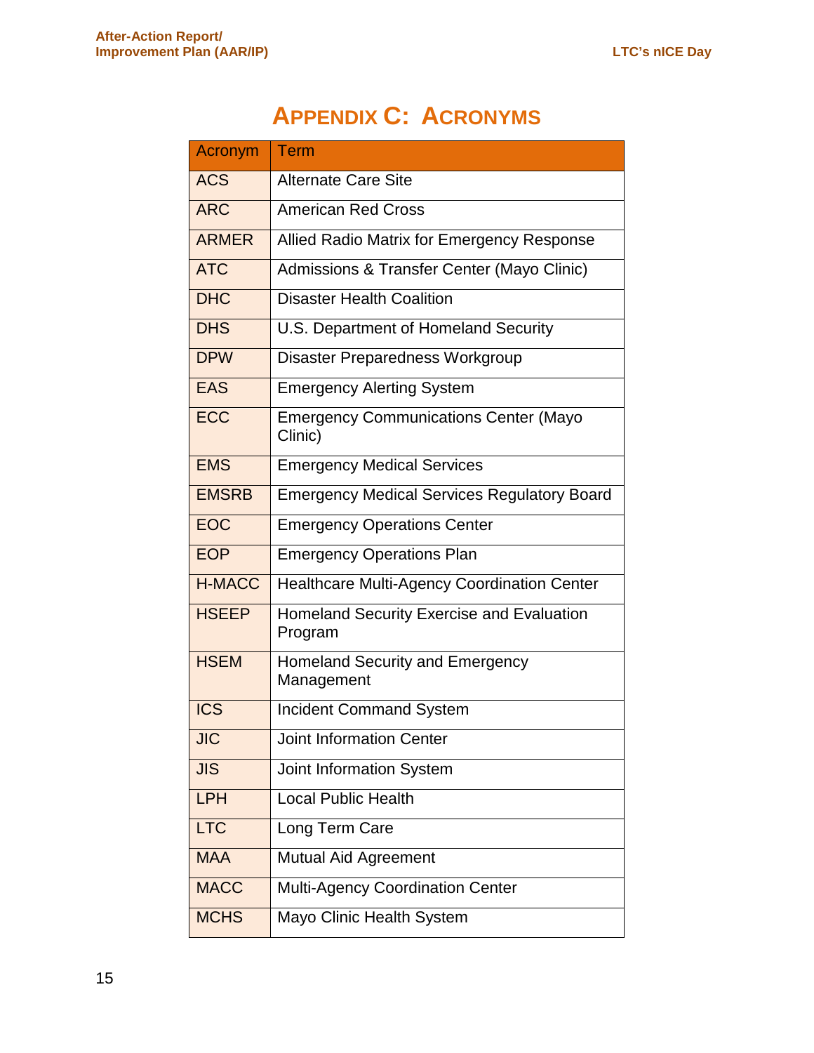# Appendix C: Acronyms

| Acronym | Term |
| --- | --- |
| ACS | Alternate Care Site |
| ARC | American Red Cross |
| ARMER | Allied Radio Matrix for Emergency Response |
| ATC | Admissions & Transfer Center (Mayo Clinic) |
| DHC | Disaster Health Coalition |
| DHS | U.S. Department of Homeland Security |
| DPW | Disaster Preparedness Workgroup |
| EAS | Emergency Alerting System |
| ECC | Emergency Communications Center (Mayo Clinic) |
| EMS | Emergency Medical Services |
| EMSRB | Emergency Medical Services Regulatory Board |
| EOC | Emergency Operations Center |
| EOP | Emergency Operations Plan |
| H-MACC | Healthcare Multi-Agency Coordination Center |
| HSEEP | Homeland Security Exercise and Evaluation Program |
| HSEM | Homeland Security and Emergency Management |
| ICS | Incident Command System |
| JIC | Joint Information Center |
| JIS | Joint Information System |
| LPH | Local Public Health |
| LTC | Long Term Care |
| MAA | Mutual Aid Agreement |
| MACC | Multi-Agency Coordination Center |
| MCHS | Mayo Clinic Health System |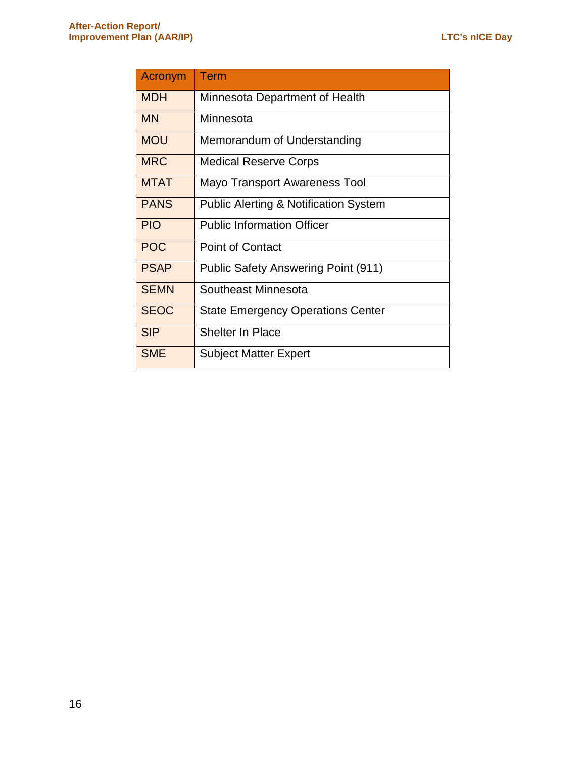| Acronym | Term |
|---|---|
| MDH | Minnesota Department of Health |
| MN | Minnesota |
| MOU | Memorandum of Understanding |
| MRC | Medical Reserve Corps |
| MTAT | Mayo Transport Awareness Tool |
| PANS | Public Alerting & Notification System |
| PIO | Public Information Officer |
| POC | Point of Contact |
| PSAP | Public Safety Answering Point (911) |
| SEMN | Southeast Minnesota |
| SEOC | State Emergency Operations Center |
| SIP | Shelter In Place |
| SME | Subject Matter Expert |